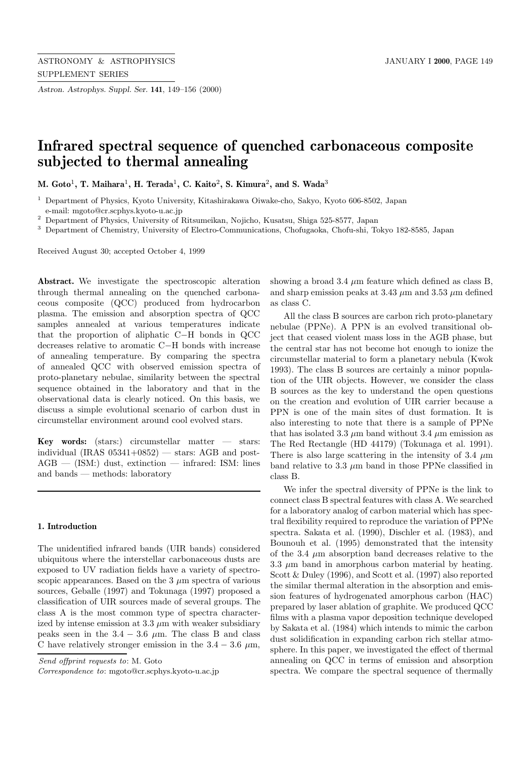# Infrared spectral sequence of quenched carbonaceous composite subjected to thermal annealing

**M. Goto[1], T. Maihara[1], H. Terada[1], C. Kaito[2], S. Kimura[2], and S. Wada[3]**

[1] Department of Physics, Kyoto University, Kitashirakawa Oiwake-cho, Sakyo, Kyoto 606-8502, Japan
e-mail: mgoto@cr.scphys.kyoto-u.ac.jp

[2] Department of Physics, University of Ritsumeikan, Nojicho, Kusatsu, Shiga 525-8577, Japan

[3] Department of Chemistry, University of Electro-Communications, Chofugaoka, Chofu-shi, Tokyo 182-8585, Japan

Received August 30; accepted October 4, 1999

**Abstract.** We investigate the spectroscopic alteration through thermal annealing on the quenched carbonaceous composite (QCC) produced from hydrocarbon plasma. The emission and absorption spectra of QCC samples annealed at various temperatures indicate that the proportion of aliphatic C−H bonds in QCC decreases relative to aromatic C−H bonds with increase of annealing temperature. By comparing the spectra of annealed QCC with observed emission spectra of proto-planetary nebulae, similarity between the spectral sequence obtained in the laboratory and that in the observational data is clearly noticed. On this basis, we discuss a simple evolutional scenario of carbon dust in circumstellar environment around cool evolved stars.

**Key words:** (stars:) circumstellar matter — stars: individual (IRAS 05341+0852) — stars: AGB and post-AGB — (ISM:) dust, extinction — infrared: ISM: lines and bands — methods: laboratory

## 1. Introduction

The unidentified infrared bands (UIR bands) considered ubiquitous where the interstellar carbonaceous dusts are exposed to UV radiation fields have a variety of spectroscopic appearances. Based on the 3 $\mu$m spectra of various sources, Geballe (1997) and Tokunaga (1997) proposed a classification of UIR sources made of several groups. The class A is the most common type of spectra characterized by intense emission at 3.3 $\mu$m with weaker subsidiary peaks seen in the 3.4 − 3.6 $\mu$m. The class B and class C have relatively stronger emission in the 3.4 − 3.6 $\mu$m, showing a broad 3.4 $\mu$m feature which defined as class B, and sharp emission peaks at 3.43 $\mu$m and 3.53 $\mu$m defined as class C.

All the class B sources are carbon rich proto-planetary nebulae (PPNe). A PPN is an evolved transitional object that ceased violent mass loss in the AGB phase, but the central star has not become hot enough to ionize the circumstellar material to form a planetary nebula (Kwok 1993). The class B sources are certainly a minor population of the UIR objects. However, we consider the class B sources as the key to understand the open questions on the creation and evolution of UIR carrier because a PPN is one of the main sites of dust formation. It is also interesting to note that there is a sample of PPNe that has isolated 3.3 $\mu$m band without 3.4 $\mu$m emission as The Red Rectangle (HD 44179) (Tokunaga et al. 1991). There is also large scattering in the intensity of 3.4 $\mu$m band relative to 3.3 $\mu$m band in those PPNe classified in class B.

We infer the spectral diversity of PPNe is the link to connect class B spectral features with class A. We searched for a laboratory analog of carbon material which has spectral flexibility required to reproduce the variation of PPNe spectra. Sakata et al. (1990), Dischler et al. (1983), and Bounouh et al. (1995) demonstrated that the intensity of the 3.4 $\mu$m absorption band decreases relative to the 3.3 $\mu$m band in amorphous carbon material by heating. Scott & Duley (1996), and Scott et al. (1997) also reported the similar thermal alteration in the absorption and emission features of hydrogenated amorphous carbon (HAC) prepared by laser ablation of graphite. We produced QCC films with a plasma vapor deposition technique developed by Sakata et al. (1984) which intends to mimic the carbon dust solidification in expanding carbon rich stellar atmosphere. In this paper, we investigated the effect of thermal annealing on QCC in terms of emission and absorption spectra. We compare the spectral sequence of thermally

*Send offprint requests to*: M. Goto

*Correspondence to*: mgoto@cr.scphys.kyoto-u.ac.jp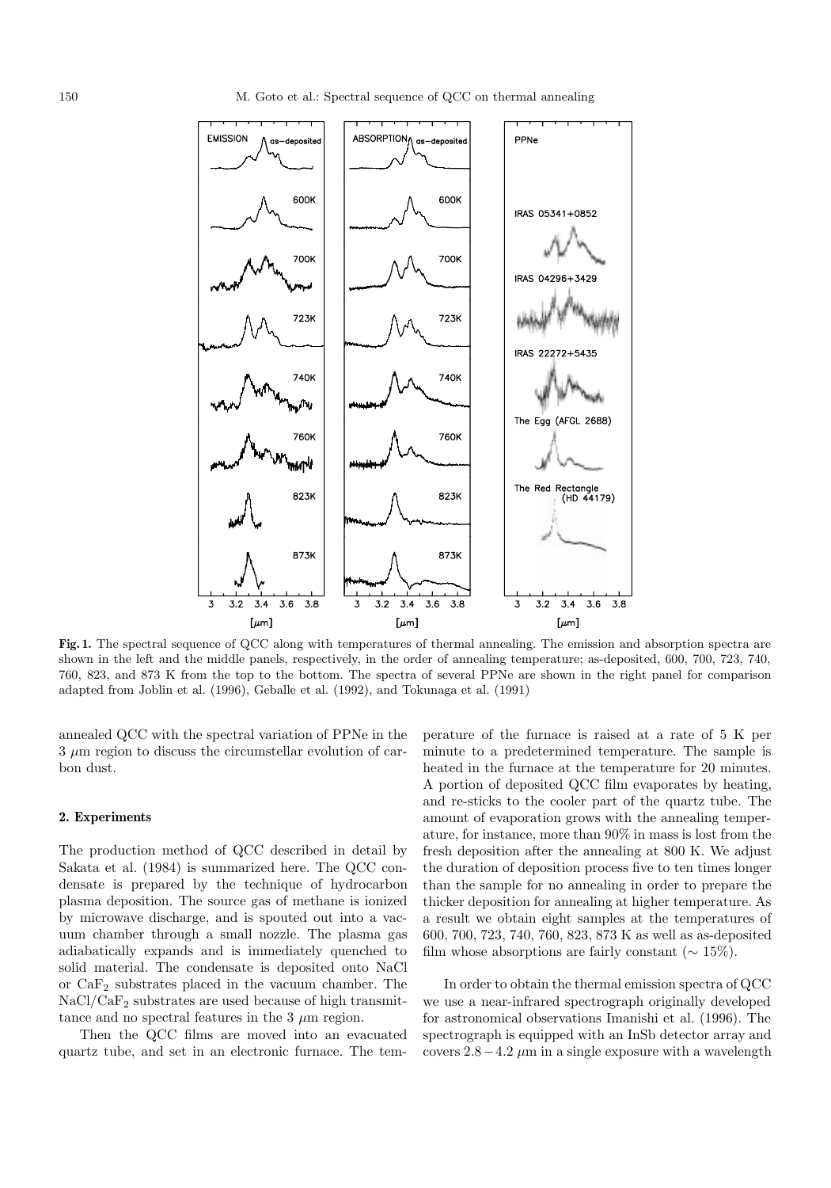**Fig. 1.** The spectral sequence of QCC along with temperatures of thermal annealing. The emission and absorption spectra are shown in the left and the middle panels, respectively, in the order of annealing temperature; as-deposited, 600, 700, 723, 740, 760, 823, and 873 K from the top to the bottom. The spectra of several PPNe are shown in the right panel for comparison adapted from Joblin et al. (1996), Geballe et al. (1992), and Tokunaga et al. (1991)

annealed QCC with the spectral variation of PPNe in the 3 $\mu$m region to discuss the circumstellar evolution of carbon dust.

## 2. Experiments

The production method of QCC described in detail by Sakata et al. (1984) is summarized here. The QCC condensate is prepared by the technique of hydrocarbon plasma deposition. The source gas of methane is ionized by microwave discharge, and is spouted out into a vacuum chamber through a small nozzle. The plasma gas adiabatically expands and is immediately quenched to solid material. The condensate is deposited onto NaCl or $CaF_2$ substrates placed in the vacuum chamber. The $NaCl/CaF_2$ substrates are used because of high transmittance and no spectral features in the 3 $\mu$m region.

Then the QCC films are moved into an evacuated quartz tube, and set in an electronic furnace. The temperature of the furnace is raised at a rate of 5 K per minute to a predetermined temperature. The sample is heated in the furnace at the temperature for 20 minutes. A portion of deposited QCC film evaporates by heating, and re-sticks to the cooler part of the quartz tube. The amount of evaporation grows with the annealing temperature, for instance, more than 90% in mass is lost from the fresh deposition after the annealing at 800 K. We adjust the duration of deposition process five to ten times longer than the sample for no annealing in order to prepare the thicker deposition for annealing at higher temperature. As a result we obtain eight samples at the temperatures of 600, 700, 723, 740, 760, 823, 873 K as well as as-deposited film whose absorptions are fairly constant ($\sim 15\%$).

In order to obtain the thermal emission spectra of QCC we use a near-infrared spectrograph originally developed for astronomical observations Imanishi et al. (1996). The spectrograph is equipped with an InSb detector array and covers $2.8-4.2$ $\mu$m in a single exposure with a wavelength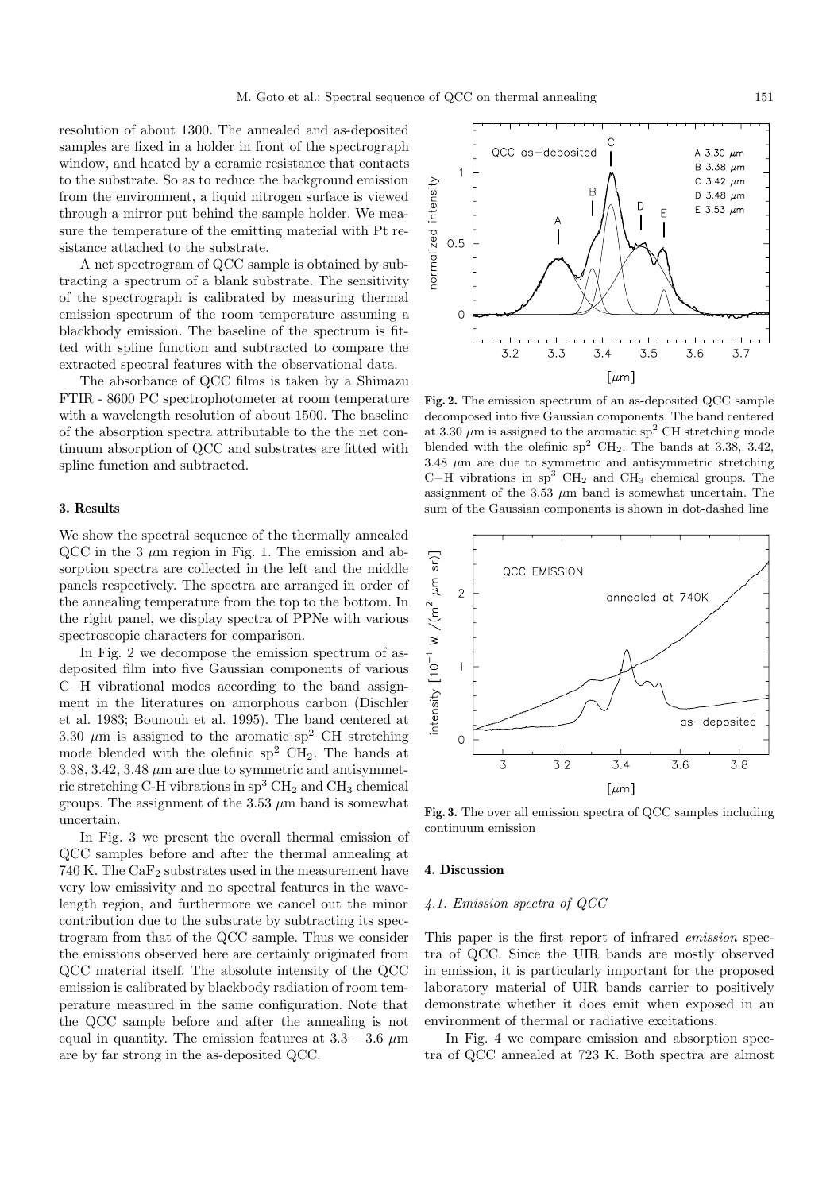resolution of about 1300. The annealed and as-deposited samples are fixed in a holder in front of the spectrograph window, and heated by a ceramic resistance that contacts to the substrate. So as to reduce the background emission from the environment, a liquid nitrogen surface is viewed through a mirror put behind the sample holder. We measure the temperature of the emitting material with Pt resistance attached to the substrate.

A net spectrogram of QCC sample is obtained by subtracting a spectrum of a blank substrate. The sensitivity of the spectrograph is calibrated by measuring thermal emission spectrum of the room temperature assuming a blackbody emission. The baseline of the spectrum is fitted with spline function and subtracted to compare the extracted spectral features with the observational data.

The absorbance of QCC films is taken by a Shimazu FTIR - 8600 PC spectrophotometer at room temperature with a wavelength resolution of about 1500. The baseline of the absorption spectra attributable to the the net continuum absorption of QCC and substrates are fitted with spline function and subtracted.

## 3. Results

We show the spectral sequence of the thermally annealed QCC in the 3 $\mu$m region in Fig. 1. The emission and absorption spectra are collected in the left and the middle panels respectively. The spectra are arranged in order of the annealing temperature from the top to the bottom. In the right panel, we display spectra of PPNe with various spectroscopic characters for comparison.

In Fig. 2 we decompose the emission spectrum of as-deposited film into five Gaussian components of various C−H vibrational modes according to the band assignment in the literatures on amorphous carbon (Dischler et al. 1983; Bounouh et al. 1995). The band centered at 3.30 $\mu$m is assigned to the aromatic $sp^2$ CH stretching mode blended with the olefinic $sp^2$ $CH_2$. The bands at 3.38, 3.42, 3.48 $\mu$m are due to symmetric and antisymmetric stretching C-H vibrations in $sp^3$ $CH_2$ and $CH_3$ chemical groups. The assignment of the 3.53 $\mu$m band is somewhat uncertain.

In Fig. 3 we present the overall thermal emission of QCC samples before and after the thermal annealing at 740 K. The $CaF_2$ substrates used in the measurement have very low emissivity and no spectral features in the wavelength region, and furthermore we cancel out the minor contribution due to the substrate by subtracting its spectrogram from that of the QCC sample. Thus we consider the emissions observed here are certainly originated from QCC material itself. The absolute intensity of the QCC emission is calibrated by blackbody radiation of room temperature measured in the same configuration. Note that the QCC sample before and after the annealing is not equal in quantity. The emission features at $3.3 - 3.6$ $\mu$m are by far strong in the as-deposited QCC.

**Fig. 2.** The emission spectrum of an as-deposited QCC sample decomposed into five Gaussian components. The band centered at 3.30 $\mu$m is assigned to the aromatic $sp^2$ CH stretching mode blended with the olefinic $sp^2$ $CH_2$. The bands at 3.38, 3.42, 3.48 $\mu$m are due to symmetric and antisymmetric stretching C−H vibrations in $sp^3$ $CH_2$ and $CH_3$ chemical groups. The assignment of the 3.53 $\mu$m band is somewhat uncertain. The sum of the Gaussian components is shown in dot-dashed line

**Fig. 3.** The over all emission spectra of QCC samples including continuum emission

## 4. Discussion

### 4.1. Emission spectra of QCC

This paper is the first report of infrared *emission* spectra of QCC. Since the UIR bands are mostly observed in emission, it is particularly important for the proposed laboratory material of UIR bands carrier to positively demonstrate whether it does emit when exposed in an environment of thermal or radiative excitations.

In Fig. 4 we compare emission and absorption spectra of QCC annealed at 723 K. Both spectra are almost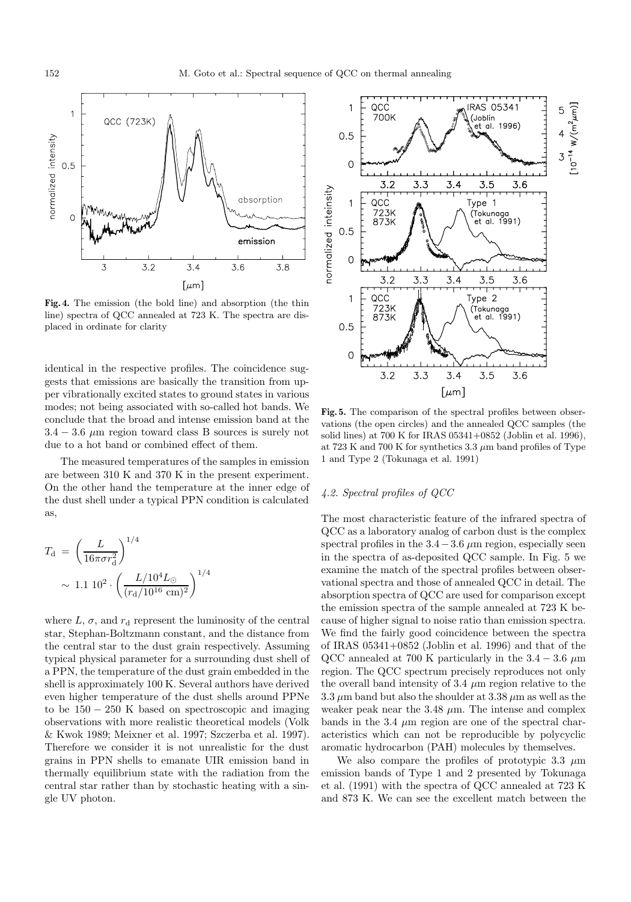**Fig. 4.** The emission (the bold line) and absorption (the thin line) spectra of QCC annealed at 723 K. The spectra are displaced in ordinate for clarity

identical in the respective profiles. The coincidence suggests that emissions are basically the transition from upper vibrationally excited states to ground states in various modes; not being associated with so-called hot bands. We conclude that the broad and intense emission band at the $3.4-3.6$ $\mu$m region toward class B sources is surely not due to a hot band or combined effect of them.

The measured temperatures of the samples in emission are between 310 K and 370 K in the present experiment. On the other hand the temperature at the inner edge of the dust shell under a typical PPN condition is calculated as,

$$T_{\rm d} = \left(\frac{L}{16\pi\sigma r_{\rm d}^2}\right)^{1/4} \sim 1.1\ 10^2 \cdot \left(\frac{L/10^4 L_{\odot}}{(r_{\rm d}/10^{16}\ {\rm cm})^2}\right)^{1/4}$$

where $L$, $\sigma$, and $r_{\rm d}$ represent the luminosity of the central star, Stephan-Boltzmann constant, and the distance from the central star to the dust grain respectively. Assuming typical physical parameter for a surrounding dust shell of a PPN, the temperature of the dust grain embedded in the shell is approximately 100 K. Several authors have derived even higher temperature of the dust shells around PPNe to be $150-250$ K based on spectroscopic and imaging observations with more realistic theoretical models (Volk & Kwok 1989; Meixner et al. 1997; Szczerba et al. 1997). Therefore we consider it is not unrealistic for the dust grains in PPN shells to emanate UIR emission band in thermally equilibrium state with the radiation from the central star rather than by stochastic heating with a single UV photon.

**Fig. 5.** The comparison of the spectral profiles between observations (the open circles) and the annealed QCC samples (the solid lines) at 700 K for IRAS 05341+0852 (Joblin et al. 1996), at 723 K and 700 K for synthetics 3.3 $\mu$m band profiles of Type 1 and Type 2 (Tokunaga et al. 1991)

### *4.2. Spectral profiles of QCC*

The most characteristic feature of the infrared spectra of QCC as a laboratory analog of carbon dust is the complex spectral profiles in the $3.4-3.6$ $\mu$m region, especially seen in the spectra of as-deposited QCC sample. In Fig. 5 we examine the match of the spectral profiles between observational spectra and those of annealed QCC in detail. The absorption spectra of QCC are used for comparison except the emission spectra of the sample annealed at 723 K because of higher signal to noise ratio than emission spectra. We find the fairly good coincidence between the spectra of IRAS 05341+0852 (Joblin et al. 1996) and that of the QCC annealed at 700 K particularly in the $3.4-3.6$ $\mu$m region. The QCC spectrum precisely reproduces not only the overall band intensity of 3.4 $\mu$m region relative to the 3.3 $\mu$m band but also the shoulder at 3.38 $\mu$m as well as the weaker peak near the 3.48 $\mu$m. The intense and complex bands in the 3.4 $\mu$m region are one of the spectral characteristics which can not be reproducible by polycyclic aromatic hydrocarbon (PAH) molecules by themselves.

We also compare the profiles of prototypic 3.3 $\mu$m emission bands of Type 1 and 2 presented by Tokunaga et al. (1991) with the spectra of QCC annealed at 723 K and 873 K. We can see the excellent match between the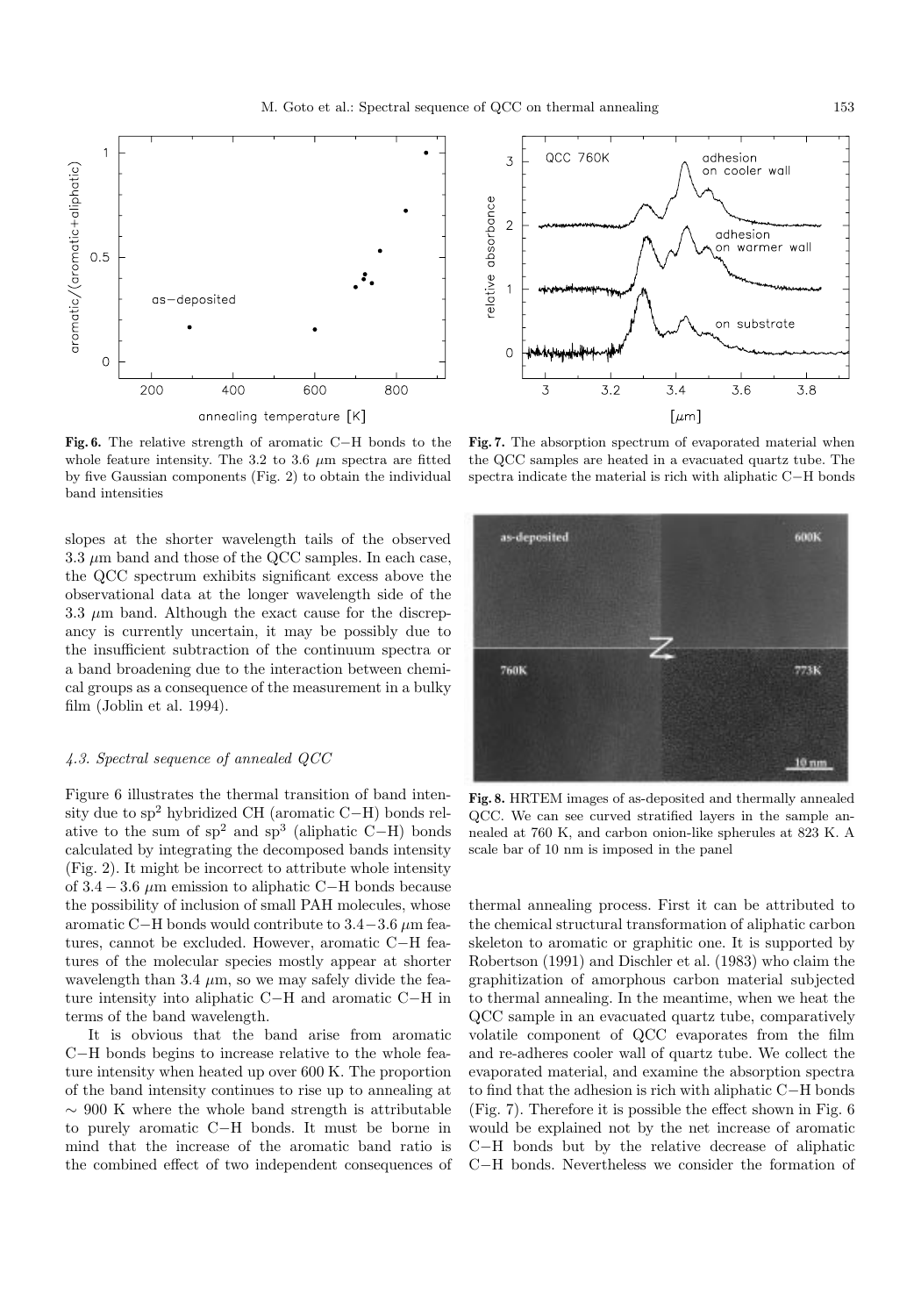**Fig. 6.** The relative strength of aromatic C−H bonds to the whole feature intensity. The 3.2 to 3.6 $\mu$m spectra are fitted by five Gaussian components (Fig. 2) to obtain the individual band intensities

**Fig. 7.** The absorption spectrum of evaporated material when the QCC samples are heated in a evacuated quartz tube. The spectra indicate the material is rich with aliphatic C−H bonds

**Fig. 8.** HRTEM images of as-deposited and thermally annealed QCC. We can see curved stratified layers in the sample annealed at 760 K, and carbon onion-like spherules at 823 K. A scale bar of 10 nm is imposed in the panel

slopes at the shorter wavelength tails of the observed 3.3 $\mu$m band and those of the QCC samples. In each case, the QCC spectrum exhibits significant excess above the observational data at the longer wavelength side of the 3.3 $\mu$m band. Although the exact cause for the discrepancy is currently uncertain, it may be possibly due to the insufficient subtraction of the continuum spectra or a band broadening due to the interaction between chemical groups as a consequence of the measurement in a bulky film (Joblin et al. 1994).

### 4.3. Spectral sequence of annealed QCC

Figure 6 illustrates the thermal transition of band intensity due to $sp^2$ hybridized CH (aromatic C−H) bonds relative to the sum of $sp^2$ and $sp^3$ (aliphatic C−H) bonds calculated by integrating the decomposed bands intensity (Fig. 2). It might be incorrect to attribute whole intensity of $3.4-3.6$ $\mu$m emission to aliphatic C−H bonds because the possibility of inclusion of small PAH molecules, whose aromatic C−H bonds would contribute to $3.4-3.6$ $\mu$m features, cannot be excluded. However, aromatic C−H features of the molecular species mostly appear at shorter wavelength than 3.4 $\mu$m, so we may safely divide the feature intensity into aliphatic C−H and aromatic C−H in terms of the band wavelength.

It is obvious that the band arise from aromatic C−H bonds begins to increase relative to the whole feature intensity when heated up over 600 K. The proportion of the band intensity continues to rise up to annealing at $\sim$ 900 K where the whole band strength is attributable to purely aromatic C−H bonds. It must be borne in mind that the increase of the aromatic band ratio is the combined effect of two independent consequences of thermal annealing process. First it can be attributed to the chemical structural transformation of aliphatic carbon skeleton to aromatic or graphitic one. It is supported by Robertson (1991) and Dischler et al. (1983) who claim the graphitization of amorphous carbon material subjected to thermal annealing. In the meantime, when we heat the QCC sample in an evacuated quartz tube, comparatively volatile component of QCC evaporates from the film and re-adheres cooler wall of quartz tube. We collect the evaporated material, and examine the absorption spectra to find that the adhesion is rich with aliphatic C−H bonds (Fig. 7). Therefore it is possible the effect shown in Fig. 6 would be explained not by the net increase of aromatic C−H bonds but by the relative decrease of aliphatic C−H bonds. Nevertheless we consider the formation of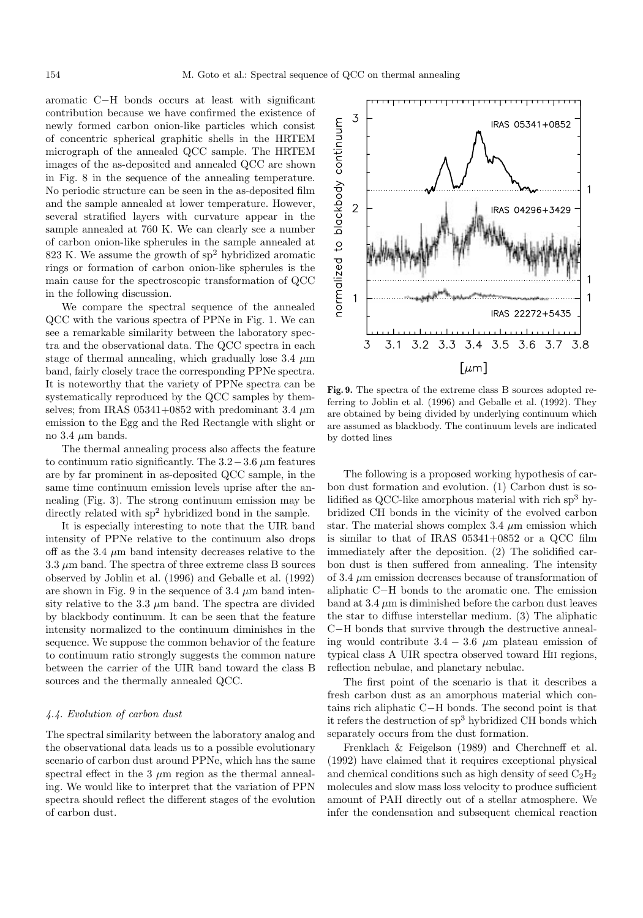aromatic C−H bonds occurs at least with significant contribution because we have confirmed the existence of newly formed carbon onion-like particles which consist of concentric spherical graphitic shells in the HRTEM micrograph of the annealed QCC sample. The HRTEM images of the as-deposited and annealed QCC are shown in Fig. 8 in the sequence of the annealing temperature. No periodic structure can be seen in the as-deposited film and the sample annealed at lower temperature. However, several stratified layers with curvature appear in the sample annealed at 760 K. We can clearly see a number of carbon onion-like spherules in the sample annealed at 823 K. We assume the growth of $sp^2$ hybridized aromatic rings or formation of carbon onion-like spherules is the main cause for the spectroscopic transformation of QCC in the following discussion.

We compare the spectral sequence of the annealed QCC with the various spectra of PPNe in Fig. 1. We can see a remarkable similarity between the laboratory spectra and the observational data. The QCC spectra in each stage of thermal annealing, which gradually lose 3.4 $\mu$m band, fairly closely trace the corresponding PPNe spectra. It is noteworthy that the variety of PPNe spectra can be systematically reproduced by the QCC samples by themselves; from IRAS 05341+0852 with predominant 3.4 $\mu$m emission to the Egg and the Red Rectangle with slight or no 3.4 $\mu$m bands.

The thermal annealing process also affects the feature to continuum ratio significantly. The $3.2-3.6$ $\mu$m features are by far prominent in as-deposited QCC sample, in the same time continuum emission levels uprise after the annealing (Fig. 3). The strong continuum emission may be directly related with $sp^2$ hybridized bond in the sample.

It is especially interesting to note that the UIR band intensity of PPNe relative to the continuum also drops off as the 3.4 $\mu$m band intensity decreases relative to the 3.3 $\mu$m band. The spectra of three extreme class B sources observed by Joblin et al. (1996) and Geballe et al. (1992) are shown in Fig. 9 in the sequence of 3.4 $\mu$m band intensity relative to the 3.3 $\mu$m band. The spectra are divided by blackbody continuum. It can be seen that the feature intensity normalized to the continuum diminishes in the sequence. We suppose the common behavior of the feature to continuum ratio strongly suggests the common nature between the carrier of the UIR band toward the class B sources and the thermally annealed QCC.

#### 4.4. Evolution of carbon dust

The spectral similarity between the laboratory analog and the observational data leads us to a possible evolutionary scenario of carbon dust around PPNe, which has the same spectral effect in the 3 $\mu$m region as the thermal annealing. We would like to interpret that the variation of PPN spectra should reflect the different stages of the evolution of carbon dust.

**Fig. 9.** The spectra of the extreme class B sources adopted referring to Joblin et al. (1996) and Geballe et al. (1992). They are obtained by being divided by underlying continuum which are assumed as blackbody. The continuum levels are indicated by dotted lines

The following is a proposed working hypothesis of carbon dust formation and evolution. (1) Carbon dust is solidified as QCC-like amorphous material with rich $sp^3$ hybridized CH bonds in the vicinity of the evolved carbon star. The material shows complex 3.4 $\mu$m emission which is similar to that of IRAS 05341+0852 or a QCC film immediately after the deposition. (2) The solidified carbon dust is then suffered from annealing. The intensity of 3.4 $\mu$m emission decreases because of transformation of aliphatic C−H bonds to the aromatic one. The emission band at 3.4 $\mu$m is diminished before the carbon dust leaves the star to diffuse interstellar medium. (3) The aliphatic C−H bonds that survive through the destructive annealing would contribute $3.4-3.6$ $\mu$m plateau emission of typical class A UIR spectra observed toward HII regions, reflection nebulae, and planetary nebulae.

The first point of the scenario is that it describes a fresh carbon dust as an amorphous material which contains rich aliphatic C−H bonds. The second point is that it refers the destruction of $sp^3$ hybridized CH bonds which separately occurs from the dust formation.

Frenklach & Feigelson (1989) and Cherchneff et al. (1992) have claimed that it requires exceptional physical and chemical conditions such as high density of seed $C_2H_2$ molecules and slow mass loss velocity to produce sufficient amount of PAH directly out of a stellar atmosphere. We infer the condensation and subsequent chemical reaction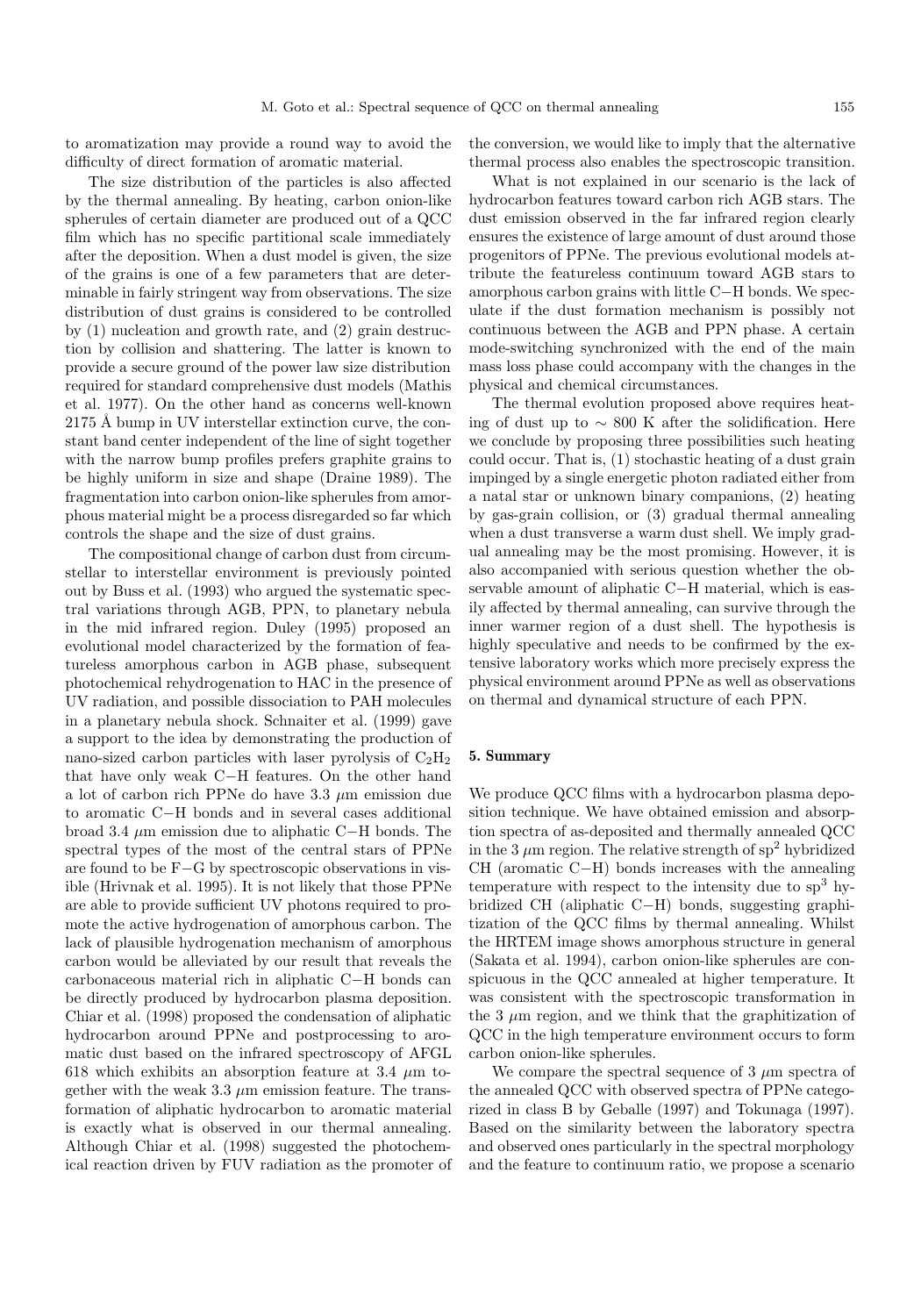to aromatization may provide a round way to avoid the difficulty of direct formation of aromatic material.

The size distribution of the particles is also affected by the thermal annealing. By heating, carbon onion-like spherules of certain diameter are produced out of a QCC film which has no specific partitional scale immediately after the deposition. When a dust model is given, the size of the grains is one of a few parameters that are determinable in fairly stringent way from observations. The size distribution of dust grains is considered to be controlled by (1) nucleation and growth rate, and (2) grain destruction by collision and shattering. The latter is known to provide a secure ground of the power law size distribution required for standard comprehensive dust models (Mathis et al. 1977). On the other hand as concerns well-known 2175 Å bump in UV interstellar extinction curve, the constant band center independent of the line of sight together with the narrow bump profiles prefers graphite grains to be highly uniform in size and shape (Draine 1989). The fragmentation into carbon onion-like spherules from amorphous material might be a process disregarded so far which controls the shape and the size of dust grains.

The compositional change of carbon dust from circumstellar to interstellar environment is previously pointed out by Buss et al. (1993) who argued the systematic spectral variations through AGB, PPN, to planetary nebula in the mid infrared region. Duley (1995) proposed an evolutional model characterized by the formation of featureless amorphous carbon in AGB phase, subsequent photochemical rehydrogenation to HAC in the presence of UV radiation, and possible dissociation to PAH molecules in a planetary nebula shock. Schnaiter et al. (1999) gave a support to the idea by demonstrating the production of nano-sized carbon particles with laser pyrolysis of $C_2H_2$ that have only weak C−H features. On the other hand a lot of carbon rich PPNe do have 3.3 $\mu$m emission due to aromatic C−H bonds and in several cases additional broad 3.4 $\mu$m emission due to aliphatic C−H bonds. The spectral types of the most of the central stars of PPNe are found to be F−G by spectroscopic observations in visible (Hrivnak et al. 1995). It is not likely that those PPNe are able to provide sufficient UV photons required to promote the active hydrogenation of amorphous carbon. The lack of plausible hydrogenation mechanism of amorphous carbon would be alleviated by our result that reveals the carbonaceous material rich in aliphatic C−H bonds can be directly produced by hydrocarbon plasma deposition. Chiar et al. (1998) proposed the condensation of aliphatic hydrocarbon around PPNe and postprocessing to aromatic dust based on the infrared spectroscopy of AFGL 618 which exhibits an absorption feature at 3.4 $\mu$m together with the weak 3.3 $\mu$m emission feature. The transformation of aliphatic hydrocarbon to aromatic material is exactly what is observed in our thermal annealing. Although Chiar et al. (1998) suggested the photochemical reaction driven by FUV radiation as the promoter of the conversion, we would like to imply that the alternative thermal process also enables the spectroscopic transition.

What is not explained in our scenario is the lack of hydrocarbon features toward carbon rich AGB stars. The dust emission observed in the far infrared region clearly ensures the existence of large amount of dust around those progenitors of PPNe. The previous evolutional models attribute the featureless continuum toward AGB stars to amorphous carbon grains with little C−H bonds. We speculate if the dust formation mechanism is possibly not continuous between the AGB and PPN phase. A certain mode-switching synchronized with the end of the main mass loss phase could accompany with the changes in the physical and chemical circumstances.

The thermal evolution proposed above requires heating of dust up to $\sim$ 800 K after the solidification. Here we conclude by proposing three possibilities such heating could occur. That is, (1) stochastic heating of a dust grain impinged by a single energetic photon radiated either from a natal star or unknown binary companions, (2) heating by gas-grain collision, or (3) gradual thermal annealing when a dust transverse a warm dust shell. We imply gradual annealing may be the most promising. However, it is also accompanied with serious question whether the observable amount of aliphatic C−H material, which is easily affected by thermal annealing, can survive through the inner warmer region of a dust shell. The hypothesis is highly speculative and needs to be confirmed by the extensive laboratory works which more precisely express the physical environment around PPNe as well as observations on thermal and dynamical structure of each PPN.

## 5. Summary

We produce QCC films with a hydrocarbon plasma deposition technique. We have obtained emission and absorption spectra of as-deposited and thermally annealed QCC in the 3 $\mu$m region. The relative strength of $sp^2$ hybridized CH (aromatic C−H) bonds increases with the annealing temperature with respect to the intensity due to $sp^3$ hybridized CH (aliphatic C−H) bonds, suggesting graphitization of the QCC films by thermal annealing. Whilst the HRTEM image shows amorphous structure in general (Sakata et al. 1994), carbon onion-like spherules are conspicuous in the QCC annealed at higher temperature. It was consistent with the spectroscopic transformation in the 3 $\mu$m region, and we think that the graphitization of QCC in the high temperature environment occurs to form carbon onion-like spherules.

We compare the spectral sequence of 3 $\mu$m spectra of the annealed QCC with observed spectra of PPNe categorized in class B by Geballe (1997) and Tokunaga (1997). Based on the similarity between the laboratory spectra and observed ones particularly in the spectral morphology and the feature to continuum ratio, we propose a scenario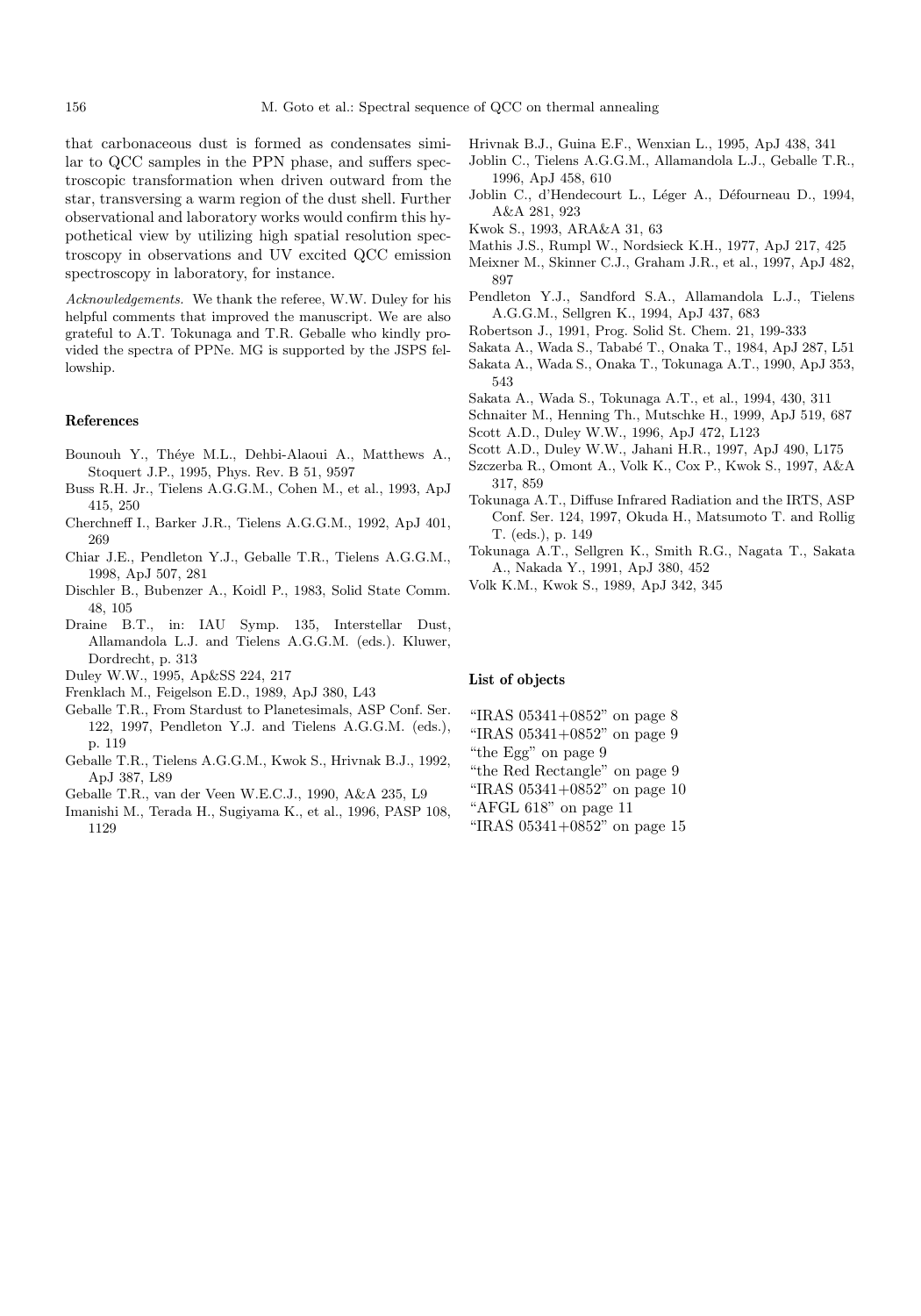that carbonaceous dust is formed as condensates similar to QCC samples in the PPN phase, and suffers spectroscopic transformation when driven outward from the star, transversing a warm region of the dust shell. Further observational and laboratory works would confirm this hypothetical view by utilizing high spatial resolution spectroscopy in observations and UV excited QCC emission spectroscopy in laboratory, for instance.

*Acknowledgements.* We thank the referee, W.W. Duley for his helpful comments that improved the manuscript. We are also grateful to A.T. Tokunaga and T.R. Geballe who kindly provided the spectra of PPNe. MG is supported by the JSPS fellowship.

## References

- Bounouh Y., Théye M.L., Dehbi-Alaoui A., Matthews A., Stoquert J.P., 1995, Phys. Rev. B 51, 9597
- Buss R.H. Jr., Tielens A.G.G.M., Cohen M., et al., 1993, ApJ 415, 250
- Cherchneff I., Barker J.R., Tielens A.G.G.M., 1992, ApJ 401, 269
- Chiar J.E., Pendleton Y.J., Geballe T.R., Tielens A.G.G.M., 1998, ApJ 507, 281
- Dischler B., Bubenzer A., Koidl P., 1983, Solid State Comm. 48, 105
- Draine B.T., in: IAU Symp. 135, Interstellar Dust, Allamandola L.J. and Tielens A.G.G.M. (eds.). Kluwer, Dordrecht, p. 313
- Duley W.W., 1995, Ap&SS 224, 217
- Frenklach M., Feigelson E.D., 1989, ApJ 380, L43
- Geballe T.R., From Stardust to Planetesimals, ASP Conf. Ser. 122, 1997, Pendleton Y.J. and Tielens A.G.G.M. (eds.), p. 119
- Geballe T.R., Tielens A.G.G.M., Kwok S., Hrivnak B.J., 1992, ApJ 387, L89
- Geballe T.R., van der Veen W.E.C.J., 1990, A&A 235, L9
- Imanishi M., Terada H., Sugiyama K., et al., 1996, PASP 108, 1129
- Hrivnak B.J., Guina E.F., Wenxian L., 1995, ApJ 438, 341
- Joblin C., Tielens A.G.G.M., Allamandola L.J., Geballe T.R., 1996, ApJ 458, 610
- Joblin C., d'Hendecourt L., Léger A., Défourneau D., 1994, A&A 281, 923
- Kwok S., 1993, ARA&A 31, 63
- Mathis J.S., Rumpl W., Nordsieck K.H., 1977, ApJ 217, 425
- Meixner M., Skinner C.J., Graham J.R., et al., 1997, ApJ 482, 897
- Pendleton Y.J., Sandford S.A., Allamandola L.J., Tielens A.G.G.M., Sellgren K., 1994, ApJ 437, 683
- Robertson J., 1991, Prog. Solid St. Chem. 21, 199-333
- Sakata A., Wada S., Tababé T., Onaka T., 1984, ApJ 287, L51
- Sakata A., Wada S., Onaka T., Tokunaga A.T., 1990, ApJ 353, 543
- Sakata A., Wada S., Tokunaga A.T., et al., 1994, 430, 311
- Schnaiter M., Henning Th., Mutschke H., 1999, ApJ 519, 687
- Scott A.D., Duley W.W., 1996, ApJ 472, L123
- Scott A.D., Duley W.W., Jahani H.R., 1997, ApJ 490, L175
- Szczerba R., Omont A., Volk K., Cox P., Kwok S., 1997, A&A 317, 859
- Tokunaga A.T., Diffuse Infrared Radiation and the IRTS, ASP Conf. Ser. 124, 1997, Okuda H., Matsumoto T. and Rollig T. (eds.), p. 149
- Tokunaga A.T., Sellgren K., Smith R.G., Nagata T., Sakata A., Nakada Y., 1991, ApJ 380, 452
- Volk K.M., Kwok S., 1989, ApJ 342, 345

### List of objects

"IRAS 05341+0852" on page 8
"IRAS 05341+0852" on page 9
"the Egg" on page 9
"the Red Rectangle" on page 9
"IRAS 05341+0852" on page 10
"AFGL 618" on page 11
"IRAS 05341+0852" on page 15